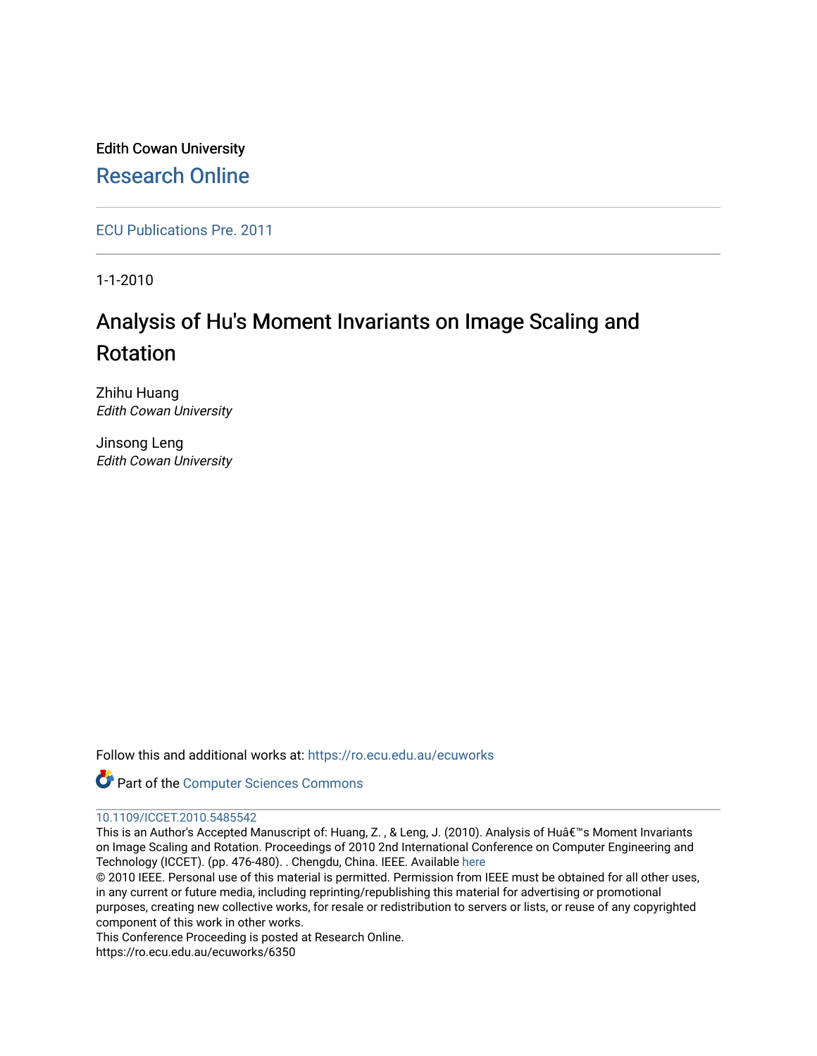Edith Cowan University

Research Online

ECU Publications Pre. 2011

1-1-2010

# Analysis of Hu's Moment Invariants on Image Scaling and Rotation

Zhihu Huang
*Edith Cowan University*

Jinsong Leng
*Edith Cowan University*

Follow this and additional works at: https://ro.ecu.edu.au/ecuworks

Part of the Computer Sciences Commons

10.1109/ICCET.2010.5485542

This is an Author's Accepted Manuscript of: Huang, Z. , & Leng, J. (2010). Analysis of Huâ€™s Moment Invariants on Image Scaling and Rotation. Proceedings of 2010 2nd International Conference on Computer Engineering and Technology (ICCET). (pp. 476-480). . Chengdu, China. IEEE. Available here

© 2010 IEEE. Personal use of this material is permitted. Permission from IEEE must be obtained for all other uses, in any current or future media, including reprinting/republishing this material for advertising or promotional purposes, creating new collective works, for resale or redistribution to servers or lists, or reuse of any copyrighted component of this work in other works.

This Conference Proceeding is posted at Research Online.

https://ro.ecu.edu.au/ecuworks/6350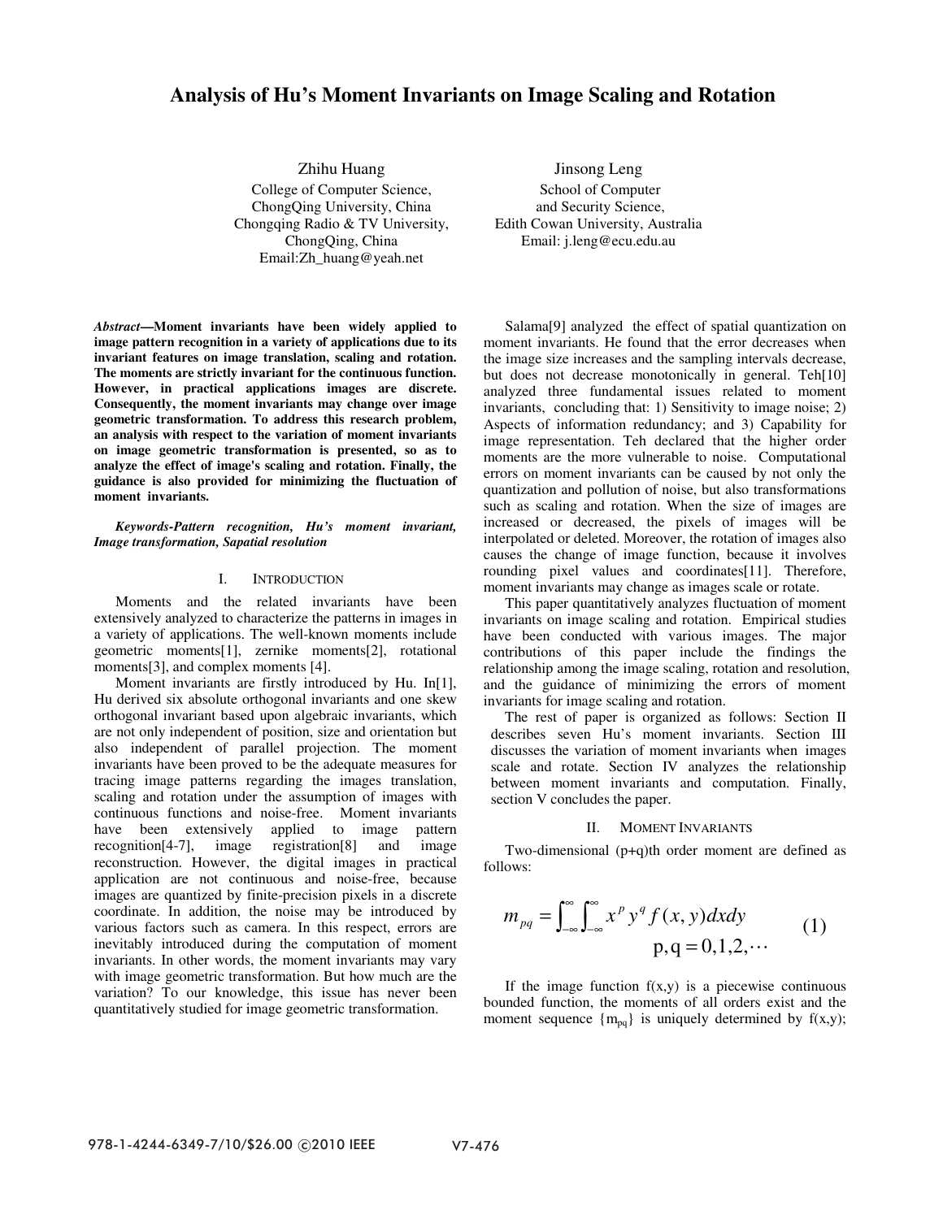# Analysis of Hu's Moment Invariants on Image Scaling and Rotation

Zhihu Huang
College of Computer Science,
ChongQing University, China
Chongqing Radio & TV University,
ChongQing, China
Email:Zh_huang@yeah.net

Jinsong Leng
School of Computer
and Security Science,
Edith Cowan University, Australia
Email: j.leng@ecu.edu.au

***Abstract*—Moment invariants have been widely applied to image pattern recognition in a variety of applications due to its invariant features on image translation, scaling and rotation. The moments are strictly invariant for the continuous function. However, in practical applications images are discrete. Consequently, the moment invariants may change over image geometric transformation. To address this research problem, an analysis with respect to the variation of moment invariants on image geometric transformation is presented, so as to analyze the effect of image's scaling and rotation. Finally, the guidance is also provided for minimizing the fluctuation of moment invariants.**

***Keywords-Pattern recognition, Hu's moment invariant, Image transformation, Sapatial resolution***

## I. Introduction

Moments and the related invariants have been extensively analyzed to characterize the patterns in images in a variety of applications. The well-known moments include geometric moments[1], zernike moments[2], rotational moments[3], and complex moments [4].

Moment invariants are firstly introduced by Hu. In[1], Hu derived six absolute orthogonal invariants and one skew orthogonal invariant based upon algebraic invariants, which are not only independent of position, size and orientation but also independent of parallel projection. The moment invariants have been proved to be the adequate measures for tracing image patterns regarding the images translation, scaling and rotation under the assumption of images with continuous functions and noise-free. Moment invariants have been extensively applied to image pattern recognition[4-7], image registration[8] and image reconstruction. However, the digital images in practical application are not continuous and noise-free, because images are quantized by finite-precision pixels in a discrete coordinate. In addition, the noise may be introduced by various factors such as camera. In this respect, errors are inevitably introduced during the computation of moment invariants. In other words, the moment invariants may vary with image geometric transformation. But how much are the variation? To our knowledge, this issue has never been quantitatively studied for image geometric transformation.

Salama[9] analyzed the effect of spatial quantization on moment invariants. He found that the error decreases when the image size increases and the sampling intervals decrease, but does not decrease monotonically in general. Teh[10] analyzed three fundamental issues related to moment invariants, concluding that: 1) Sensitivity to image noise; 2) Aspects of information redundancy; and 3) Capability for image representation. Teh declared that the higher order moments are the more vulnerable to noise. Computational errors on moment invariants can be caused by not only the quantization and pollution of noise, but also transformations such as scaling and rotation. When the size of images are increased or decreased, the pixels of images will be interpolated or deleted. Moreover, the rotation of images also causes the change of image function, because it involves rounding pixel values and coordinates[11]. Therefore, moment invariants may change as images scale or rotate.

This paper quantitatively analyzes fluctuation of moment invariants on image scaling and rotation. Empirical studies have been conducted with various images. The major contributions of this paper include the findings the relationship among the image scaling, rotation and resolution, and the guidance of minimizing the errors of moment invariants for image scaling and rotation.

The rest of paper is organized as follows: Section II describes seven Hu's moment invariants. Section III discusses the variation of moment invariants when images scale and rotate. Section IV analyzes the relationship between moment invariants and computation. Finally, section V concludes the paper.

## II. Moment Invariants

Two-dimensional (p+q)th order moment are defined as follows:

$$m_{pq} = \int_{-\infty}^{\infty}\int_{-\infty}^{\infty} x^p y^q f(x,y)\,dx\,dy \qquad p,q = 0,1,2,\cdots \tag{1}$$

If the image function f(x,y) is a piecewise continuous bounded function, the moments of all orders exist and the moment sequence $\{m_{pq}\}$ is uniquely determined by f(x,y);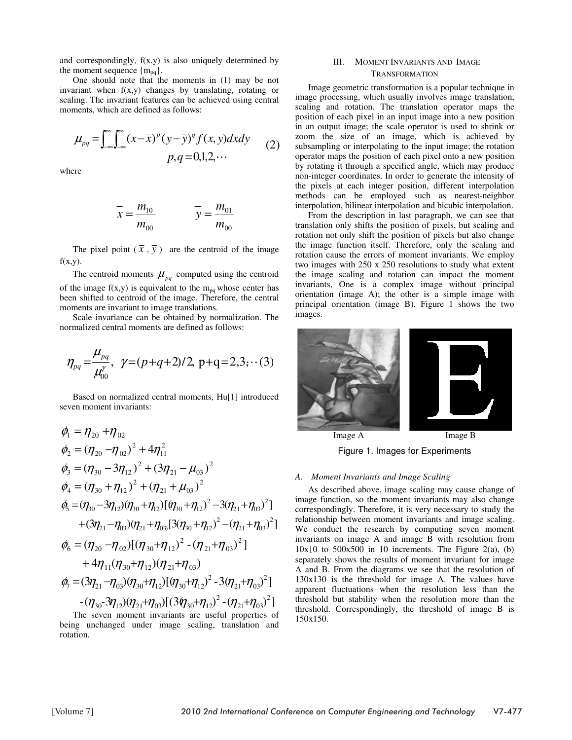and correspondingly, f(x,y) is also uniquely determined by the moment sequence $\{m_{pq}\}$.

One should note that the moments in (1) may be not invariant when f(x,y) changes by translating, rotating or scaling. The invariant features can be achieved using central moments, which are defined as follows:

$$\mu_{pq} = \int_{-\infty}^{\infty}\int_{-\infty}^{\infty} (x-\bar{x})^p (y-\bar{y})^q f(x,y)dxdy \quad p,q = 0,1,2,\cdots \tag{2}$$

where

$$\bar{x} = \frac{m_{10}}{m_{00}} \qquad \bar{y} = \frac{m_{01}}{m_{00}}$$

The pixel point ( $\bar{x}$ , $\bar{y}$ ) are the centroid of the image f(x,y).

The centroid moments $\mu_{pq}$ computed using the centroid of the image f(x,y) is equivalent to the $m_{pq}$ whose center has been shifted to centroid of the image. Therefore, the central moments are invariant to image translations.

Scale invariance can be obtained by normalization. The normalized central moments are defined as follows:

$$\eta_{pq} = \frac{\mu_{pq}}{\mu_{00}^{\gamma}}, \ \gamma = (p+q+2)/2, \ p+q = 2,3;\cdots (3)$$

Based on normalized central moments, Hu[1] introduced seven moment invariants:

$$\phi_1 = \eta_{20} + \eta_{02}$$

$$\phi_2 = (\eta_{20} - \eta_{02})^2 + 4\eta_{11}^2$$

$$\phi_3 = (\eta_{30} - 3\eta_{12})^2 + (3\eta_{21} - \mu_{03})^2$$

$$\phi_4 = (\eta_{30} + \eta_{12})^2 + (\eta_{21} + \mu_{03})^2$$

$$\phi_5 = (\eta_{30} - 3\eta_{12})(\eta_{30} + \eta_{12})[(\eta_{30} + \eta_{12})^2 - 3(\eta_{21} + \eta_{03})^2] + (3\eta_{21} - \eta_{03})(\eta_{21} + \eta_{03})[3(\eta_{30} + \eta_{12})^2 - (\eta_{21} + \eta_{03})^2]$$

$$\phi_6 = (\eta_{20} - \eta_{02})[(\eta_{30} + \eta_{12})^2 - (\eta_{21} + \eta_{03})^2] + 4\eta_{11}(\eta_{30} + \eta_{12})(\eta_{21} + \eta_{03})$$

$$\phi_7 = (3\eta_{21} - \eta_{03})(\eta_{30} + \eta_{12})[(\eta_{30} + \eta_{12})^2 - 3(\eta_{21} + \eta_{03})^2] - (\eta_{30} - 3\eta_{12})(\eta_{21} + \eta_{03})[(3(\eta_{30} + \eta_{12})^2 - (\eta_{21} + \eta_{03})^2]$$

The seven moment invariants are useful properties of being unchanged under image scaling, translation and rotation.

## III. Moment Invariants and Image Transformation

Image geometric transformation is a popular technique in image processing, which usually involves image translation, scaling and rotation. The translation operator maps the position of each pixel in an input image into a new position in an output image; the scale operator is used to shrink or zoom the size of an image, which is achieved by subsampling or interpolating to the input image; the rotation operator maps the position of each pixel onto a new position by rotating it through a specified angle, which may produce non-integer coordinates. In order to generate the intensity of the pixels at each integer position, different interpolation methods can be employed such as nearest-neighbor interpolation, bilinear interpolation and bicubic interpolation.

From the description in last paragraph, we can see that translation only shifts the position of pixels, but scaling and rotation not only shift the position of pixels but also change the image function itself. Therefore, only the scaling and rotation cause the errors of moment invariants. We employ two images with 250 x 250 resolutions to study what extent the image scaling and rotation can impact the moment invariants, One is a complex image without principal orientation (image A); the other is a simple image with principal orientation (image B). Figure 1 shows the two images.

Image A Image B

Figure 1. Images for Experiments

### *A. Moment Invariants and Image Scaling*

As described above, image scaling may cause change of image function, so the moment invariants may also change correspondingly. Therefore, it is very necessary to study the relationship between moment invariants and image scaling. We conduct the research by computing seven moment invariants on image A and image B with resolution from 10x10 to 500x500 in 10 increments. The Figure 2(a), (b) separately shows the results of moment invariant for image A and B. From the diagrams we see that the resolution of 130x130 is the threshold for image A. The values have apparent fluctuations when the resolution less than the threshold but stability when the resolution more than the threshold. Correspondingly, the threshold of image B is 150x150.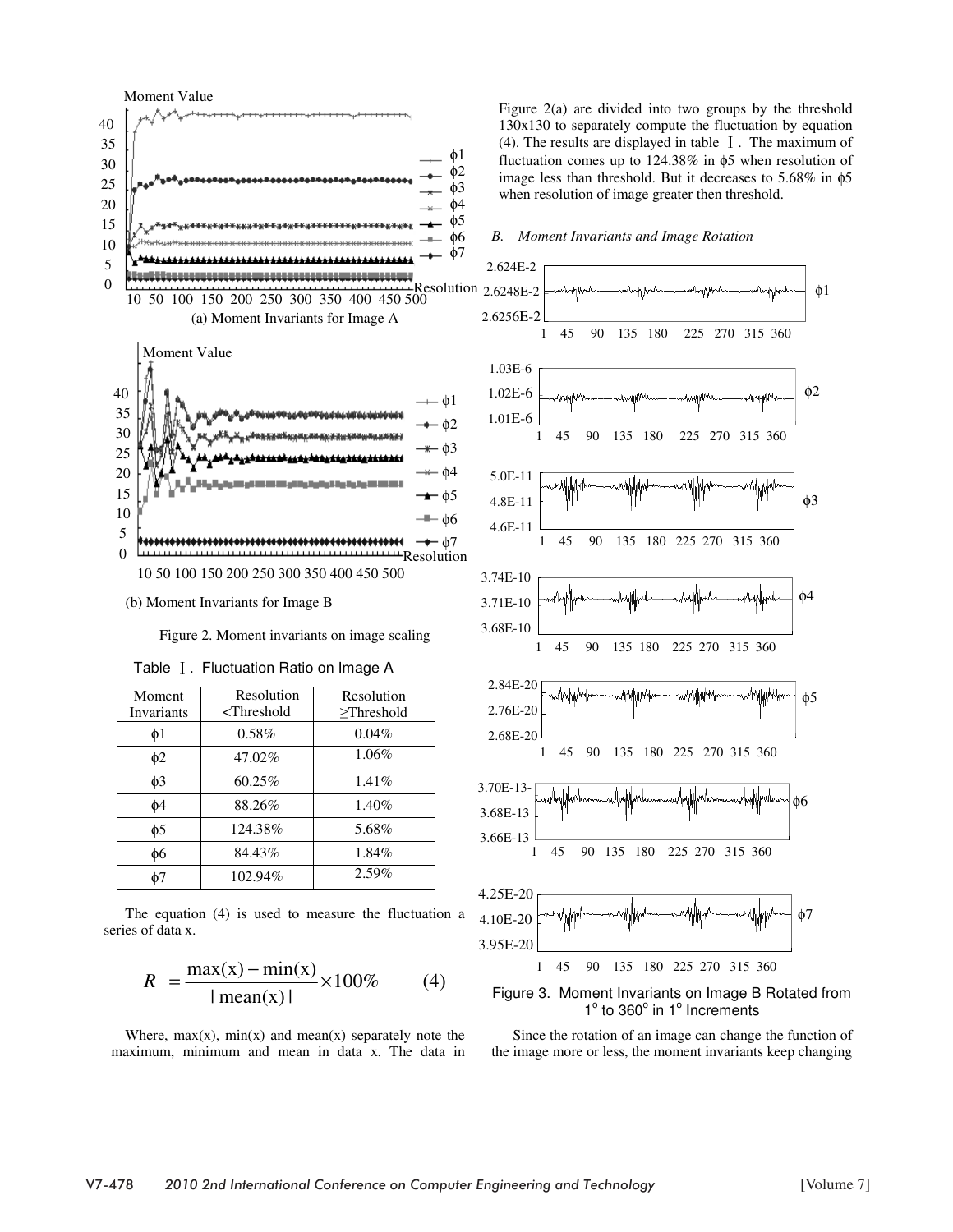(a) Moment Invariants for Image A

(b) Moment Invariants for Image B

Figure 2. Moment invariants on image scaling

Table Ⅰ. Fluctuation Ratio on Image A

| Moment Invariants | Resolution <Threshold | Resolution ≥Threshold |
|---|---|---|
| ϕ1 | 0.58% | 0.04% |
| ϕ2 | 47.02% | 1.06% |
| ϕ3 | 60.25% | 1.41% |
| ϕ4 | 88.26% | 1.40% |
| ϕ5 | 124.38% | 5.68% |
| ϕ6 | 84.43% | 1.84% |
| ϕ7 | 102.94% | 2.59% |

The equation (4) is used to measure the fluctuation a series of data x.

$$R = \frac{\max(x) - \min(x)}{|\,\mathrm{mean}(x)\,|} \times 100\% \qquad (4)$$

Where, max(x), min(x) and mean(x) separately note the maximum, minimum and mean in data x. The data in Figure 2(a) are divided into two groups by the threshold 130x130 to separately compute the fluctuation by equation (4). The results are displayed in table Ⅰ. The maximum of fluctuation comes up to 124.38% in ϕ5 when resolution of image less than threshold. But it decreases to 5.68% in ϕ5 when resolution of image greater then threshold.

### *B. Moment Invariants and Image Rotation*

Figure 3. Moment Invariants on Image B Rotated from 1° to 360° in 1° Increments

Since the rotation of an image can change the function of the image more or less, the moment invariants keep changing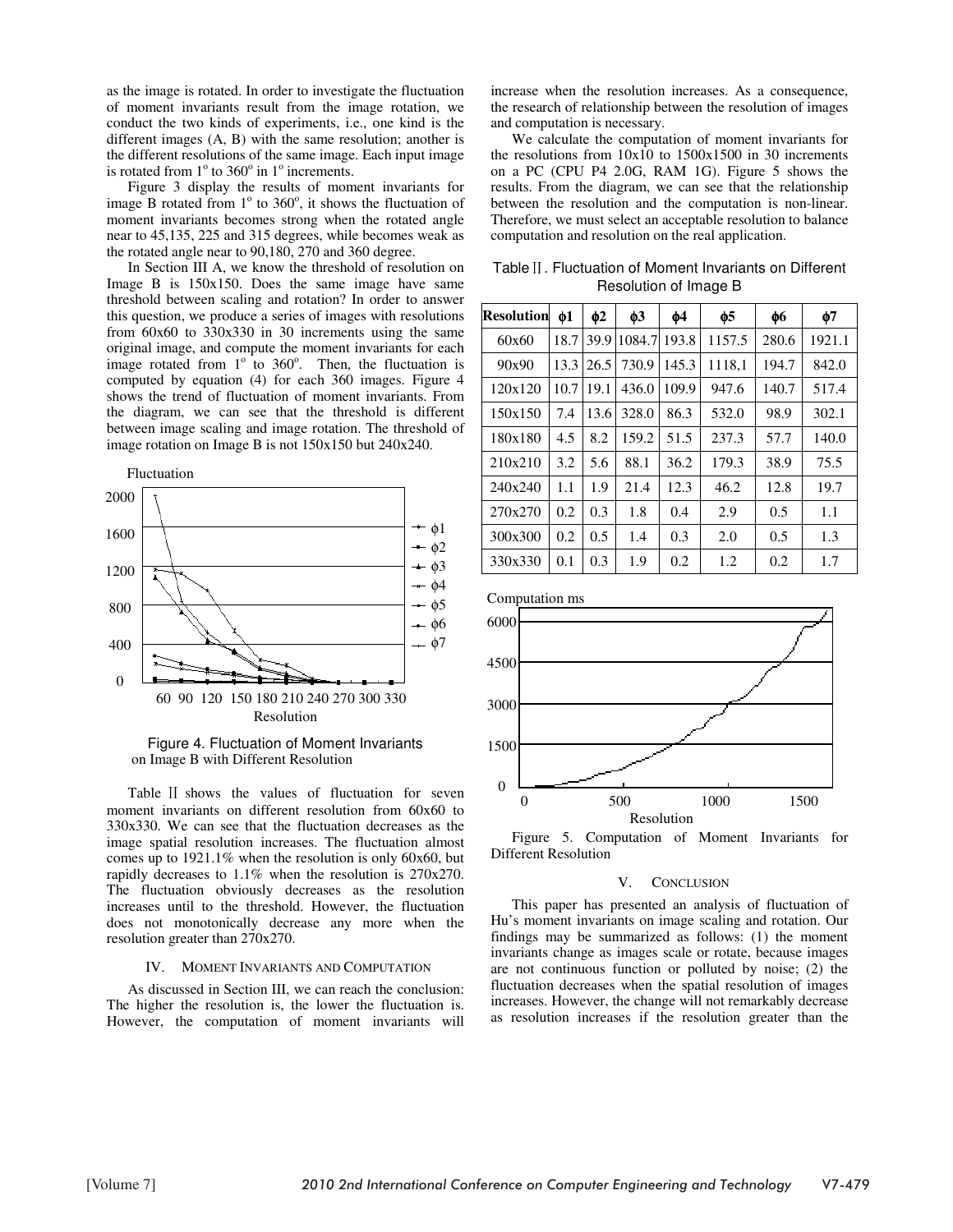as the image is rotated. In order to investigate the fluctuation of moment invariants result from the image rotation, we conduct the two kinds of experiments, i.e., one kind is the different images (A, B) with the same resolution; another is the different resolutions of the same image. Each input image is rotated from $1^o$ to $360^o$ in $1^o$ increments.

Figure 3 display the results of moment invariants for image B rotated from $1^o$ to $360^o$, it shows the fluctuation of moment invariants becomes strong when the rotated angle near to 45,135, 225 and 315 degrees, while becomes weak as the rotated angle near to 90,180, 270 and 360 degree.

In Section III A, we know the threshold of resolution on Image B is 150x150. Does the same image have same threshold between scaling and rotation? In order to answer this question, we produce a series of images with resolutions from 60x60 to 330x330 in 30 increments using the same original image, and compute the moment invariants for each image rotated from $1^o$ to $360^o$. Then, the fluctuation is computed by equation (4) for each 360 images. Figure 4 shows the trend of fluctuation of moment invariants. From the diagram, we can see that the threshold is different between image scaling and image rotation. The threshold of image rotation on Image B is not 150x150 but 240x240.

Figure 4. Fluctuation of Moment Invariants on Image B with Different Resolution

Table II shows the values of fluctuation for seven moment invariants on different resolution from 60x60 to 330x330. We can see that the fluctuation decreases as the image spatial resolution increases. The fluctuation almost comes up to 1921.1% when the resolution is only 60x60, but rapidly decreases to 1.1% when the resolution is 270x270. The fluctuation obviously decreases as the resolution increases until to the threshold. However, the fluctuation does not monotonically decrease any more when the resolution greater than 270x270.

## IV. MOMENT INVARIANTS AND COMPUTATION

As discussed in Section III, we can reach the conclusion: The higher the resolution is, the lower the fluctuation is. However, the computation of moment invariants will increase when the resolution increases. As a consequence, the research of relationship between the resolution of images and computation is necessary.

We calculate the computation of moment invariants for the resolutions from 10x10 to 1500x1500 in 30 increments on a PC (CPU P4 2.0G, RAM 1G). Figure 5 shows the results. From the diagram, we can see that the relationship between the resolution and the computation is non-linear. Therefore, we must select an acceptable resolution to balance computation and resolution on the real application.

Table II. Fluctuation of Moment Invariants on Different Resolution of Image B

| Resolution | $\phi 1$ | $\phi 2$ | $\phi 3$ | $\phi 4$ | $\phi 5$ | $\phi 6$ | $\phi 7$ |
|---|---|---|---|---|---|---|---|
| 60x60 | 18.7 | 39.9 | 1084.7 | 193.8 | 1157.5 | 280.6 | 1921.1 |
| 90x90 | 13.3 | 26.5 | 730.9 | 145.3 | 1118,1 | 194.7 | 842.0 |
| 120x120 | 10.7 | 19.1 | 436.0 | 109.9 | 947.6 | 140.7 | 517.4 |
| 150x150 | 7.4 | 13.6 | 328.0 | 86.3 | 532.0 | 98.9 | 302.1 |
| 180x180 | 4.5 | 8.2 | 159.2 | 51.5 | 237.3 | 57.7 | 140.0 |
| 210x210 | 3.2 | 5.6 | 88.1 | 36.2 | 179.3 | 38.9 | 75.5 |
| 240x240 | 1.1 | 1.9 | 21.4 | 12.3 | 46.2 | 12.8 | 19.7 |
| 270x270 | 0.2 | 0.3 | 1.8 | 0.4 | 2.9 | 0.5 | 1.1 |
| 300x300 | 0.2 | 0.5 | 1.4 | 0.3 | 2.0 | 0.5 | 1.3 |
| 330x330 | 0.1 | 0.3 | 1.9 | 0.2 | 1.2 | 0.2 | 1.7 |

Figure 5. Computation of Moment Invariants for Different Resolution

## V. CONCLUSION

This paper has presented an analysis of fluctuation of Hu's moment invariants on image scaling and rotation. Our findings may be summarized as follows: (1) the moment invariants change as images scale or rotate, because images are not continuous function or polluted by noise; (2) the fluctuation decreases when the spatial resolution of images increases. However, the change will not remarkably decrease as resolution increases if the resolution greater than the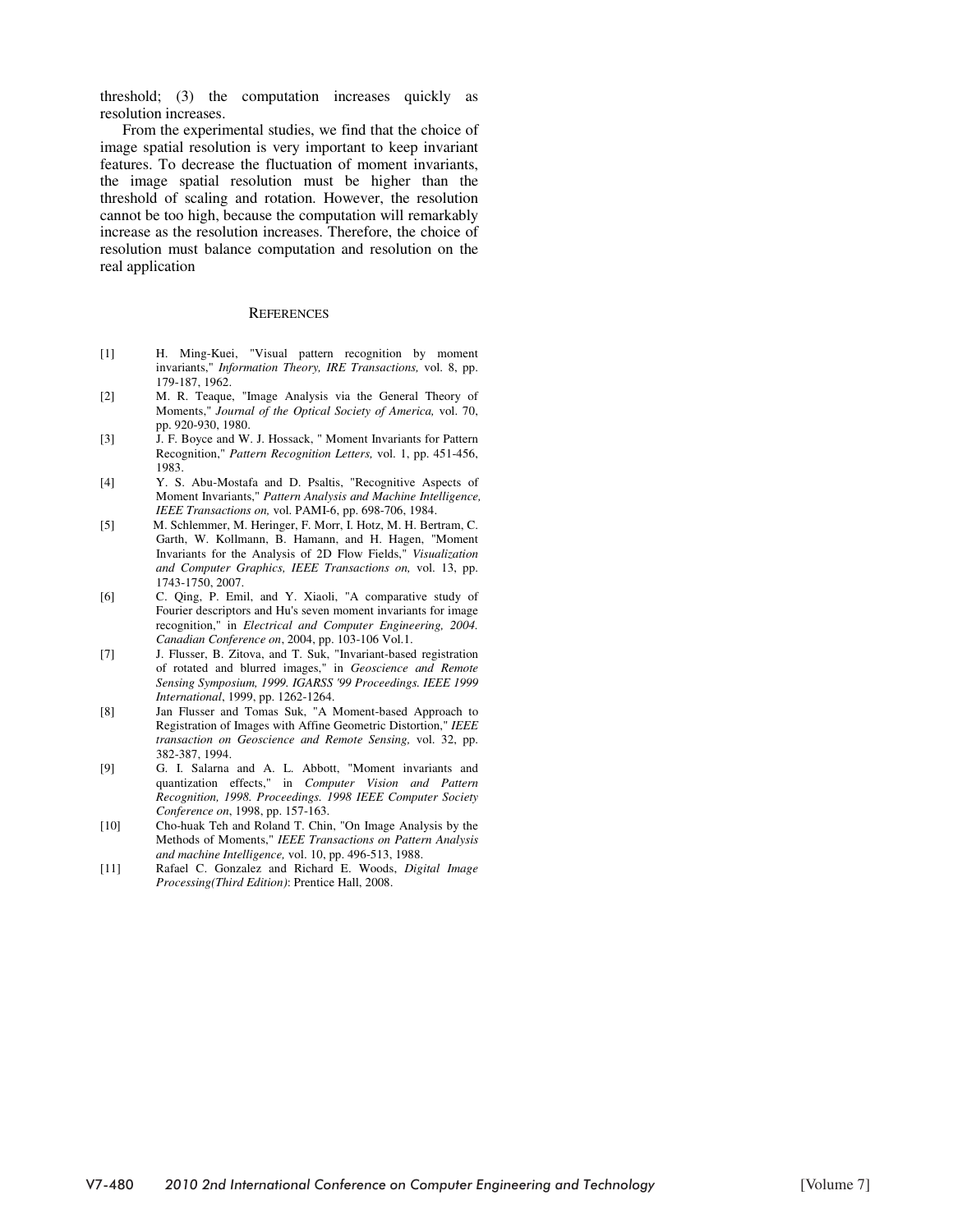threshold; (3) the computation increases quickly as resolution increases.

From the experimental studies, we find that the choice of image spatial resolution is very important to keep invariant features. To decrease the fluctuation of moment invariants, the image spatial resolution must be higher than the threshold of scaling and rotation. However, the resolution cannot be too high, because the computation will remarkably increase as the resolution increases. Therefore, the choice of resolution must balance computation and resolution on the real application

## REFERENCES

[1] H. Ming-Kuei, "Visual pattern recognition by moment invariants," *Information Theory, IRE Transactions,* vol. 8, pp. 179-187, 1962.

[2] M. R. Teaque, "Image Analysis via the General Theory of Moments," *Journal of the Optical Society of America,* vol. 70, pp. 920-930, 1980.

[3] J. F. Boyce and W. J. Hossack, " Moment Invariants for Pattern Recognition," *Pattern Recognition Letters,* vol. 1, pp. 451-456, 1983.

[4] Y. S. Abu-Mostafa and D. Psaltis, "Recognitive Aspects of Moment Invariants," *Pattern Analysis and Machine Intelligence, IEEE Transactions on,* vol. PAMI-6, pp. 698-706, 1984.

[5] M. Schlemmer, M. Heringer, F. Morr, I. Hotz, M. H. Bertram, C. Garth, W. Kollmann, B. Hamann, and H. Hagen, "Moment Invariants for the Analysis of 2D Flow Fields," *Visualization and Computer Graphics, IEEE Transactions on,* vol. 13, pp. 1743-1750, 2007.

[6] C. Qing, P. Emil, and Y. Xiaoli, "A comparative study of Fourier descriptors and Hu's seven moment invariants for image recognition," in *Electrical and Computer Engineering, 2004. Canadian Conference on*, 2004, pp. 103-106 Vol.1.

[7] J. Flusser, B. Zitova, and T. Suk, "Invariant-based registration of rotated and blurred images," in *Geoscience and Remote Sensing Symposium, 1999. IGARSS '99 Proceedings. IEEE 1999 International*, 1999, pp. 1262-1264.

[8] Jan Flusser and Tomas Suk, "A Moment-based Approach to Registration of Images with Affine Geometric Distortion," *IEEE transaction on Geoscience and Remote Sensing,* vol. 32, pp. 382-387, 1994.

[9] G. I. Salarna and A. L. Abbott, "Moment invariants and quantization effects," in *Computer Vision and Pattern Recognition, 1998. Proceedings. 1998 IEEE Computer Society Conference on*, 1998, pp. 157-163.

[10] Cho-huak Teh and Roland T. Chin, "On Image Analysis by the Methods of Moments," *IEEE Transactions on Pattern Analysis and machine Intelligence,* vol. 10, pp. 496-513, 1988.

[11] Rafael C. Gonzalez and Richard E. Woods, *Digital Image Processing(Third Edition)*: Prentice Hall, 2008.